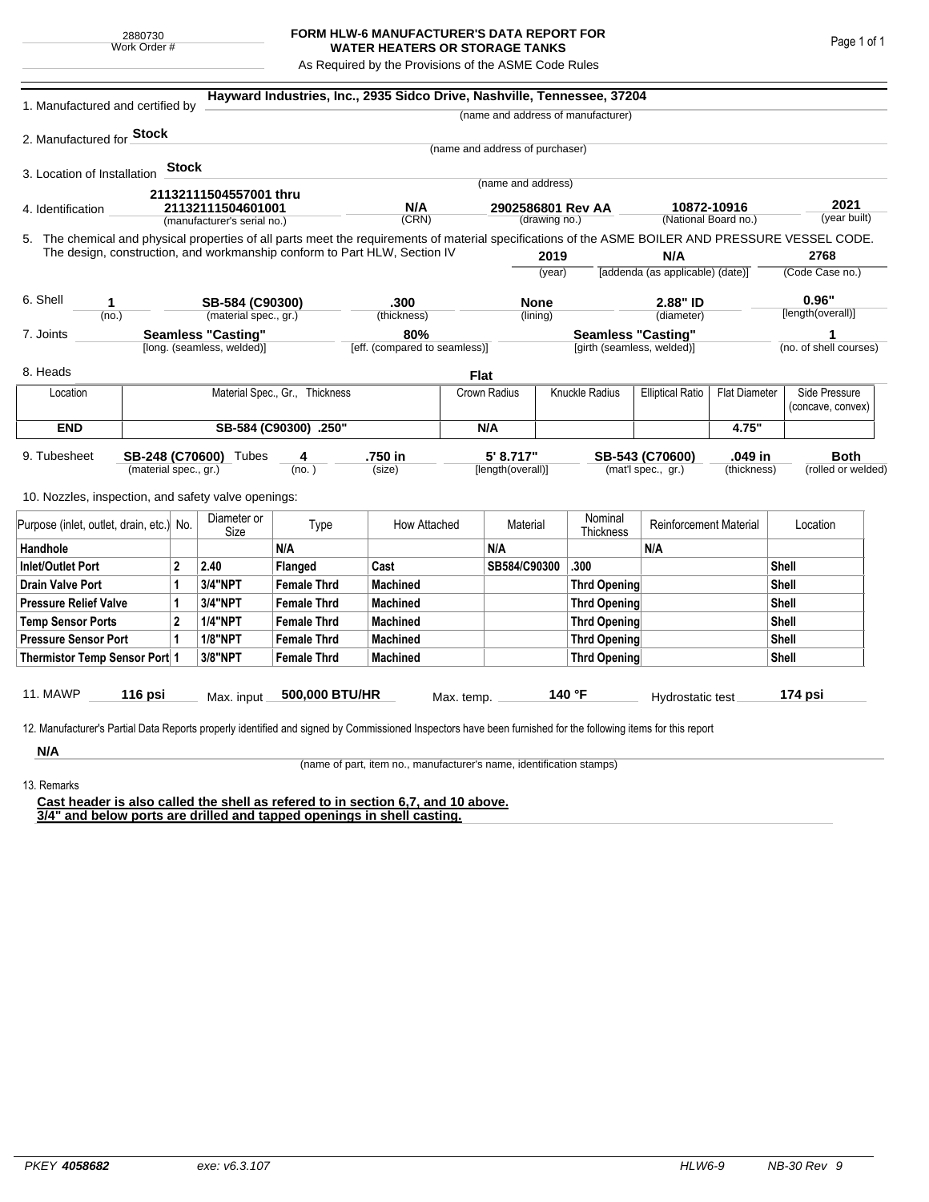2880730
Work Order #

# FORM HLW-6 MANUFACTURER'S DATA REPORT FOR WATER HEATERS OR STORAGE TANKS

As Required by the Provisions of the ASME Code Rules

1. Manufactured and certified by **Hayward Industries, Inc., 2935 Sidco Drive, Nashville, Tennessee, 37204**
(name and address of manufacturer)

2. Manufactured for **Stock**
(name and address of purchaser)

3. Location of Installation **Stock**
(name and address)

4. Identification **21132111504557001 thru 21132111504601001** (manufacturer's serial no.) **N/A** (CRN) **2902586801 Rev AA** (drawing no.) **10872-10916** (National Board no.) **2021** (year built)

5. The chemical and physical properties of all parts meet the requirements of material specifications of the ASME BOILER AND PRESSURE VESSEL CODE. The design, construction, and workmanship conform to Part HLW, Section IV **2019** (year) **N/A** [addenda (as applicable) (date)] **2768** (Code Case no.)

6. Shell **1** (no.) **SB-584 (C90300)** (material spec., gr.) **.300** (thickness) **None** (lining) **2.88" ID** (diameter) **0.96"** [length(overall)]

7. Joints **Seamless "Casting"** [long. (seamless, welded)] **80%** [eff. (compared to seamless)] **Seamless "Casting"** [girth (seamless, welded)] **1** (no. of shell courses)

8. Heads **Flat**

| Location | Material Spec., Gr., Thickness | Crown Radius | Knuckle Radius | Elliptical Ratio | Flat Diameter | Side Pressure (concave, convex) |
|---|---|---|---|---|---|---|
| **END** | **SB-584 (C90300) .250"** | **N/A** | | | **4.75"** | |

9. Tubesheet **SB-248 (C70600)** (material spec., gr.) Tubes **4** (no.) **.750 in** (size) **5' 8.717"** [length(overall)] **SB-543 (C70600)** (mat'l spec., gr.) **.049 in** (thickness) **Both** (rolled or welded)

10. Nozzles, inspection, and safety valve openings:

| Purpose (inlet, outlet, drain, etc.) | No. | Diameter or Size | Type | How Attached | Material | Nominal Thickness | Reinforcement Material | Location |
|---|---|---|---|---|---|---|---|---|
| **Handhole** | | | **N/A** | | **N/A** | | **N/A** | |
| **Inlet/Outlet Port** | **2** | **2.40** | **Flanged** | **Cast** | **SB584/C90300** | **.300** | | **Shell** |
| **Drain Valve Port** | **1** | **3/4"NPT** | **Female Thrd** | **Machined** | | **Thrd Opening** | | **Shell** |
| **Pressure Relief Valve** | **1** | **3/4"NPT** | **Female Thrd** | **Machined** | | **Thrd Opening** | | **Shell** |
| **Temp Sensor Ports** | **2** | **1/4"NPT** | **Female Thrd** | **Machined** | | **Thrd Opening** | | **Shell** |
| **Pressure Sensor Port** | **1** | **1/8"NPT** | **Female Thrd** | **Machined** | | **Thrd Opening** | | **Shell** |
| **Thermistor Temp Sensor Port** | **1** | **3/8"NPT** | **Female Thrd** | **Machined** | | **Thrd Opening** | | **Shell** |

11. MAWP **116 psi** Max. input **500,000 BTU/HR** Max. temp. **140 °F** Hydrostatic test **174 psi**

12. Manufacturer's Partial Data Reports properly identified and signed by Commissioned Inspectors have been furnished for the following items for this report

**N/A**
(name of part, item no., manufacturer's name, identification stamps)

13. Remarks

**Cast header is also called the shell as refered to in section 6,7, and 10 above.**
**3/4" and below ports are drilled and tapped openings in shell casting.**

PKEY **4058682** exe: v6.3.107 HLW6-9 NB-30 Rev 9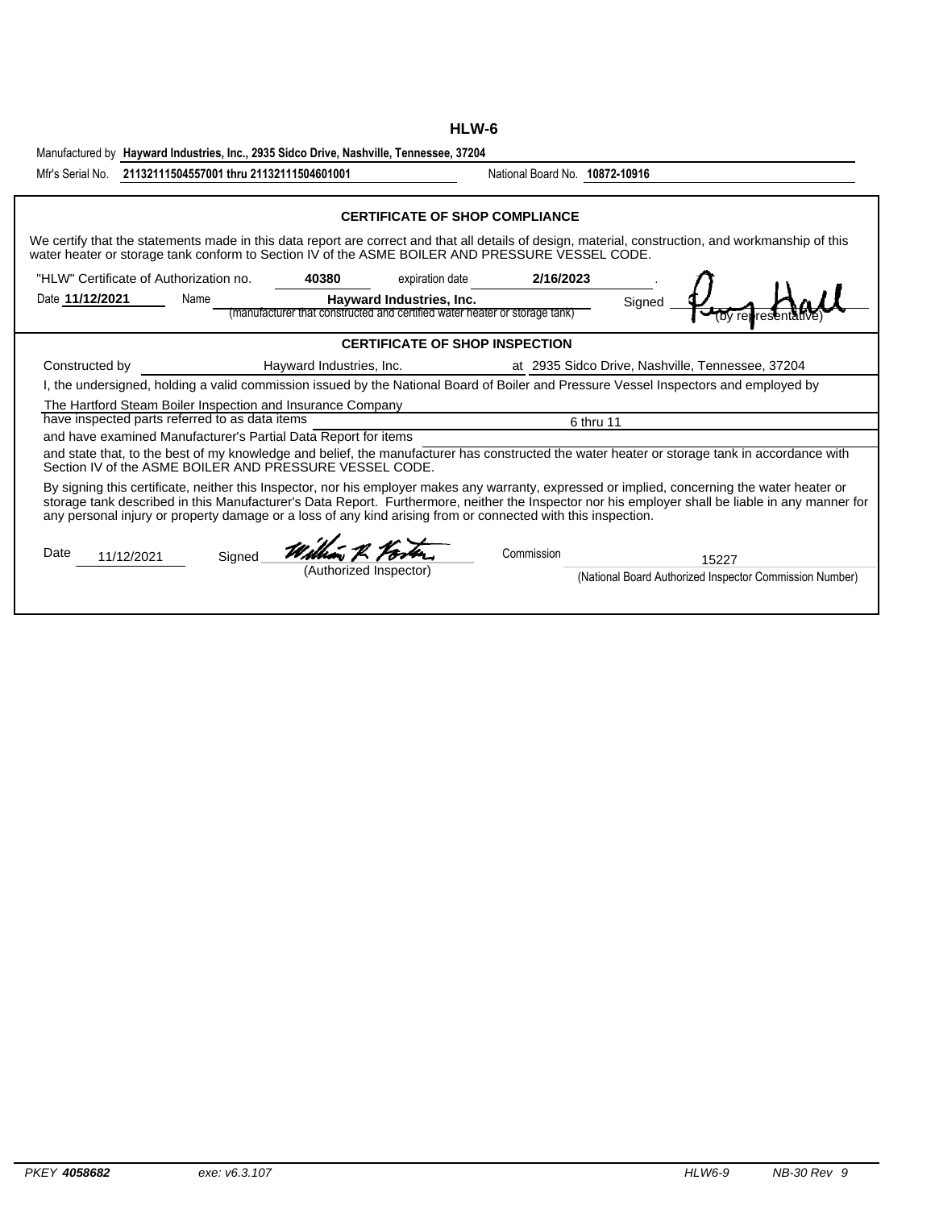# HLW-6

Manufactured by **Hayward Industries, Inc., 2935 Sidco Drive, Nashville, Tennessee, 37204**

Mfr's Serial No. **21132111504557001 thru 21132111504601001** National Board No. **10872-10916**

## CERTIFICATE OF SHOP COMPLIANCE

We certify that the statements made in this data report are correct and that all details of design, material, construction, and workmanship of this water heater or storage tank conform to Section IV of the ASME BOILER AND PRESSURE VESSEL CODE.

"HLW" Certificate of Authorization no. **40380** expiration date **2/16/2023**.

Date **11/12/2021** Name **Hayward Industries, Inc.** (manufacturer that constructed and certified water heater or storage tank) Signed (by representative)

## CERTIFICATE OF SHOP INSPECTION

Constructed by Hayward Industries, Inc. at 2935 Sidco Drive, Nashville, Tennessee, 37204

I, the undersigned, holding a valid commission issued by the National Board of Boiler and Pressure Vessel Inspectors and employed by The Hartford Steam Boiler Inspection and Insurance Company

have inspected parts referred to as data items 6 thru 11

and have examined Manufacturer's Partial Data Report for items

and state that, to the best of my knowledge and belief, the manufacturer has constructed the water heater or storage tank in accordance with Section IV of the ASME BOILER AND PRESSURE VESSEL CODE.

By signing this certificate, neither this Inspector, nor his employer makes any warranty, expressed or implied, concerning the water heater or storage tank described in this Manufacturer's Data Report. Furthermore, neither the Inspector nor his employer shall be liable in any manner for any personal injury or property damage or a loss of any kind arising from or connected with this inspection.

Date 11/12/2021 Signed (Authorized Inspector) Commission 15227 (National Board Authorized Inspector Commission Number)

*PKEY 4058682* *exe: v6.3.107* *HLW6-9* *NB-30 Rev 9*